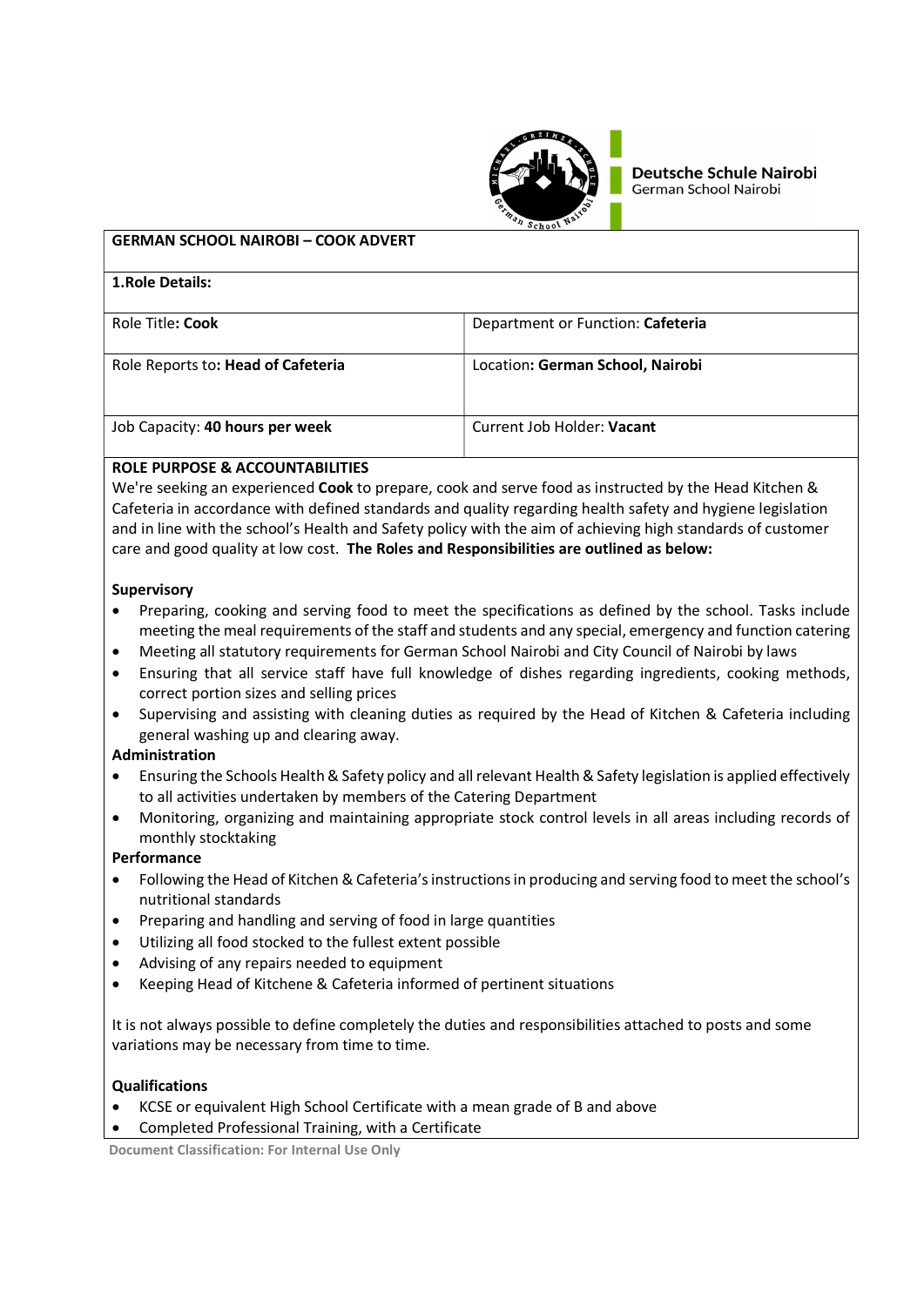Deutsche Schule Nairobi
German School Nairobi

# GERMAN SCHOOL NAIROBI – COOK ADVERT

## 1.Role Details:

| | |
|---|---|
| Role Title**: Cook** | Department or Function: **Cafeteria** |
| Role Reports to: **Head of Cafeteria** | Location**: German School, Nairobi** |
| Job Capacity: **40 hours per week** | Current Job Holder: **Vacant** |

## ROLE PURPOSE & ACCOUNTABILITIES

We're seeking an experienced **Cook** to prepare, cook and serve food as instructed by the Head Kitchen & Cafeteria in accordance with defined standards and quality regarding health safety and hygiene legislation and in line with the school's Health and Safety policy with the aim of achieving high standards of customer care and good quality at low cost. **The Roles and Responsibilities are outlined as below:**

### Supervisory

- Preparing, cooking and serving food to meet the specifications as defined by the school. Tasks include meeting the meal requirements of the staff and students and any special, emergency and function catering
- Meeting all statutory requirements for German School Nairobi and City Council of Nairobi by laws
- Ensuring that all service staff have full knowledge of dishes regarding ingredients, cooking methods, correct portion sizes and selling prices
- Supervising and assisting with cleaning duties as required by the Head of Kitchen & Cafeteria including general washing up and clearing away.

### Administration

- Ensuring the Schools Health & Safety policy and all relevant Health & Safety legislation is applied effectively to all activities undertaken by members of the Catering Department
- Monitoring, organizing and maintaining appropriate stock control levels in all areas including records of monthly stocktaking

### Performance

- Following the Head of Kitchen & Cafeteria's instructions in producing and serving food to meet the school's nutritional standards
- Preparing and handling and serving of food in large quantities
- Utilizing all food stocked to the fullest extent possible
- Advising of any repairs needed to equipment
- Keeping Head of Kitchene & Cafeteria informed of pertinent situations

It is not always possible to define completely the duties and responsibilities attached to posts and some variations may be necessary from time to time.

### Qualifications

- KCSE or equivalent High School Certificate with a mean grade of B and above
- Completed Professional Training, with a Certificate

Document Classification: For Internal Use Only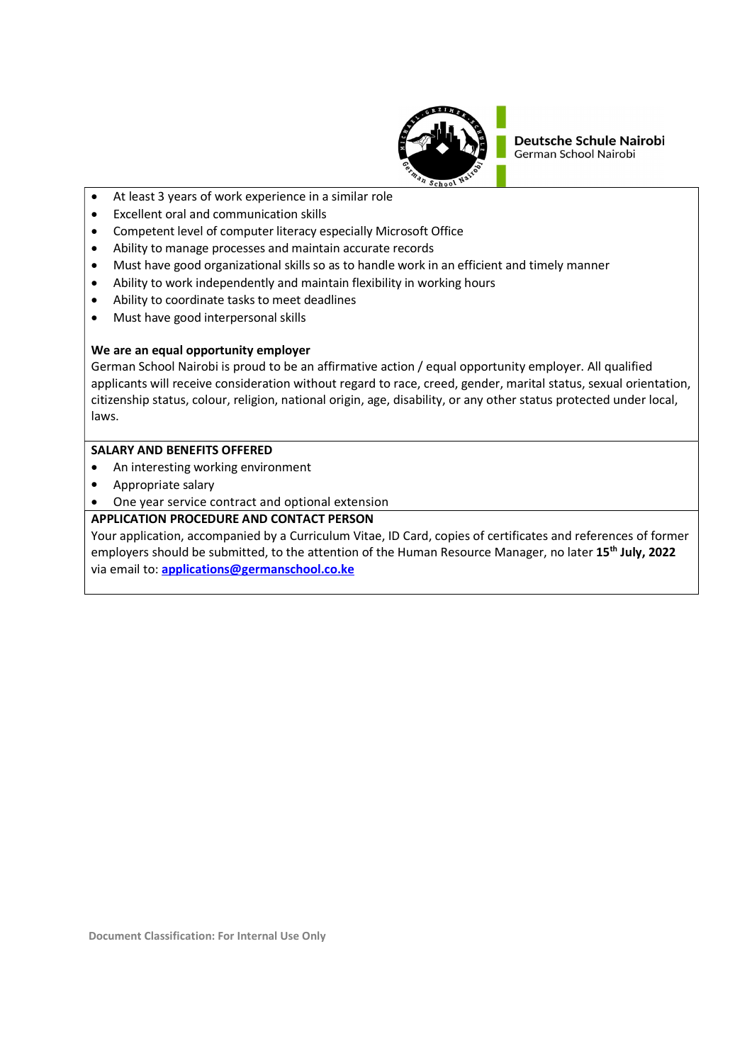- At least 3 years of work experience in a similar role
- Excellent oral and communication skills
- Competent level of computer literacy especially Microsoft Office
- Ability to manage processes and maintain accurate records
- Must have good organizational skills so as to handle work in an efficient and timely manner
- Ability to work independently and maintain flexibility in working hours
- Ability to coordinate tasks to meet deadlines
- Must have good interpersonal skills

**We are an equal opportunity employer**

German School Nairobi is proud to be an affirmative action / equal opportunity employer. All qualified applicants will receive consideration without regard to race, creed, gender, marital status, sexual orientation, citizenship status, colour, religion, national origin, age, disability, or any other status protected under local, laws.

**SALARY AND BENEFITS OFFERED**

- An interesting working environment
- Appropriate salary
- One year service contract and optional extension

**APPLICATION PROCEDURE AND CONTACT PERSON**

Your application, accompanied by a Curriculum Vitae, ID Card, copies of certificates and references of former employers should be submitted, to the attention of the Human Resource Manager, no later **15th July, 2022** via email to: **applications@germanschool.co.ke**

Document Classification: For Internal Use Only